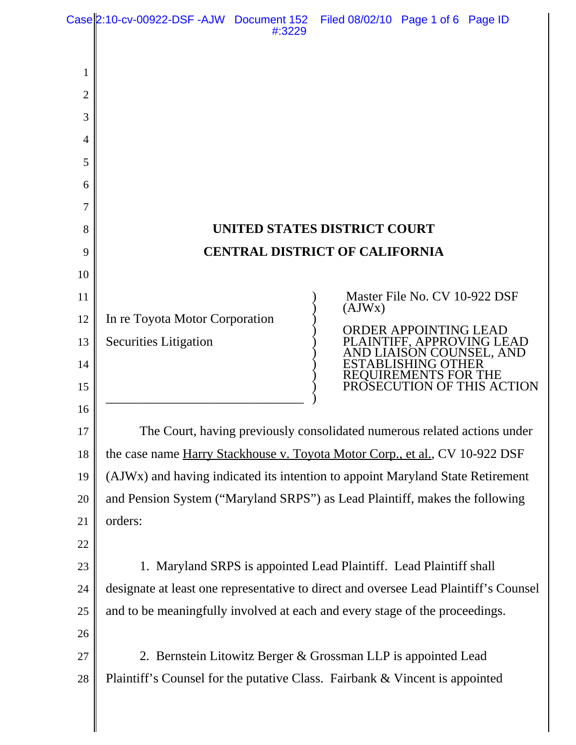# UNITED STATES DISTRICT COURT

# CENTRAL DISTRICT OF CALIFORNIA

In re Toyota Motor Corporation Securities Litigation

Master File No. CV 10-922 DSF (AJWx)

ORDER APPOINTING LEAD PLAINTIFF, APPROVING LEAD AND LIAISON COUNSEL, AND ESTABLISHING OTHER REQUIREMENTS FOR THE PROSECUTION OF THIS ACTION

The Court, having previously consolidated numerous related actions under the case name Harry Stackhouse v. Toyota Motor Corp., et al., CV 10-922 DSF (AJWx) and having indicated its intention to appoint Maryland State Retirement and Pension System ("Maryland SRPS") as Lead Plaintiff, makes the following orders:

1. Maryland SRPS is appointed Lead Plaintiff. Lead Plaintiff shall designate at least one representative to direct and oversee Lead Plaintiff's Counsel and to be meaningfully involved at each and every stage of the proceedings.

2. Bernstein Litowitz Berger & Grossman LLP is appointed Lead Plaintiff's Counsel for the putative Class. Fairbank & Vincent is appointed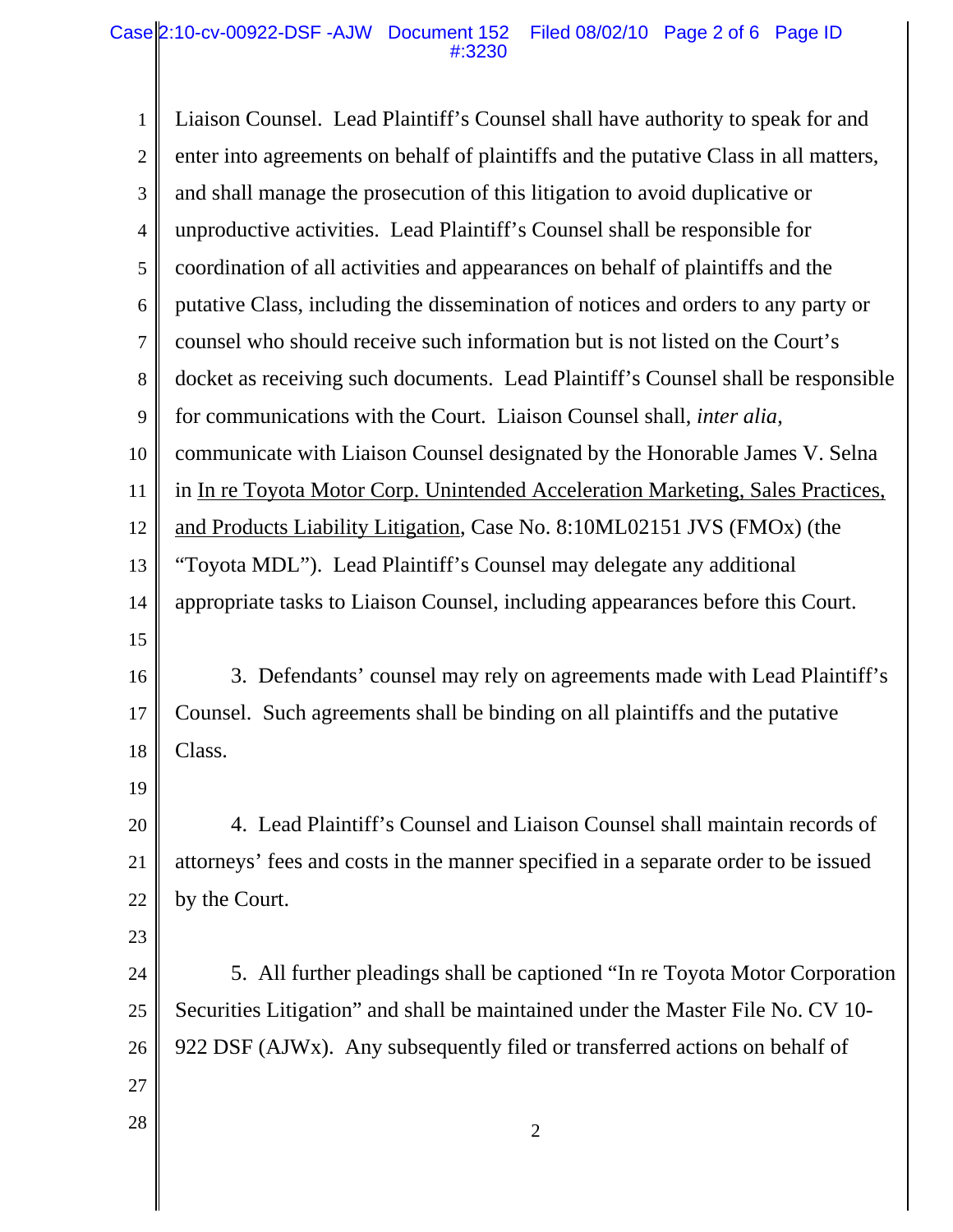Liaison Counsel. Lead Plaintiff's Counsel shall have authority to speak for and enter into agreements on behalf of plaintiffs and the putative Class in all matters, and shall manage the prosecution of this litigation to avoid duplicative or unproductive activities. Lead Plaintiff's Counsel shall be responsible for coordination of all activities and appearances on behalf of plaintiffs and the putative Class, including the dissemination of notices and orders to any party or counsel who should receive such information but is not listed on the Court's docket as receiving such documents. Lead Plaintiff's Counsel shall be responsible for communications with the Court. Liaison Counsel shall, *inter alia*, communicate with Liaison Counsel designated by the Honorable James V. Selna in In re Toyota Motor Corp. Unintended Acceleration Marketing, Sales Practices, and Products Liability Litigation, Case No. 8:10ML02151 JVS (FMOx) (the "Toyota MDL"). Lead Plaintiff's Counsel may delegate any additional appropriate tasks to Liaison Counsel, including appearances before this Court.

3. Defendants' counsel may rely on agreements made with Lead Plaintiff's Counsel. Such agreements shall be binding on all plaintiffs and the putative Class.

4. Lead Plaintiff's Counsel and Liaison Counsel shall maintain records of attorneys' fees and costs in the manner specified in a separate order to be issued by the Court.

5. All further pleadings shall be captioned "In re Toyota Motor Corporation Securities Litigation" and shall be maintained under the Master File No. CV 10-922 DSF (AJWx). Any subsequently filed or transferred actions on behalf of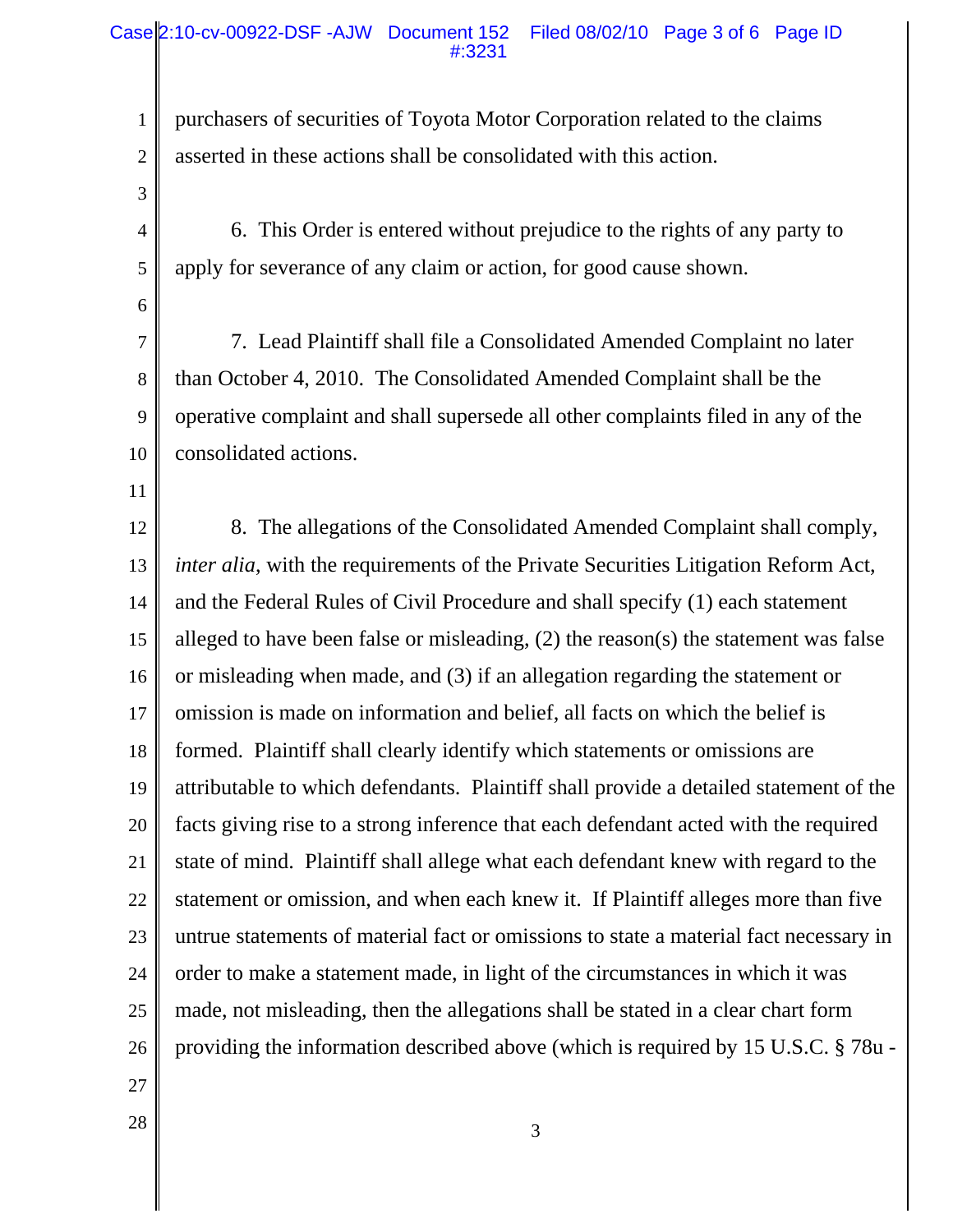purchasers of securities of Toyota Motor Corporation related to the claims asserted in these actions shall be consolidated with this action.

6. This Order is entered without prejudice to the rights of any party to apply for severance of any claim or action, for good cause shown.

7. Lead Plaintiff shall file a Consolidated Amended Complaint no later than October 4, 2010. The Consolidated Amended Complaint shall be the operative complaint and shall supersede all other complaints filed in any of the consolidated actions.

8. The allegations of the Consolidated Amended Complaint shall comply, *inter alia*, with the requirements of the Private Securities Litigation Reform Act, and the Federal Rules of Civil Procedure and shall specify (1) each statement alleged to have been false or misleading, (2) the reason(s) the statement was false or misleading when made, and (3) if an allegation regarding the statement or omission is made on information and belief, all facts on which the belief is formed. Plaintiff shall clearly identify which statements or omissions are attributable to which defendants. Plaintiff shall provide a detailed statement of the facts giving rise to a strong inference that each defendant acted with the required state of mind. Plaintiff shall allege what each defendant knew with regard to the statement or omission, and when each knew it. If Plaintiff alleges more than five untrue statements of material fact or omissions to state a material fact necessary in order to make a statement made, in light of the circumstances in which it was made, not misleading, then the allegations shall be stated in a clear chart form providing the information described above (which is required by 15 U.S.C. § 78u -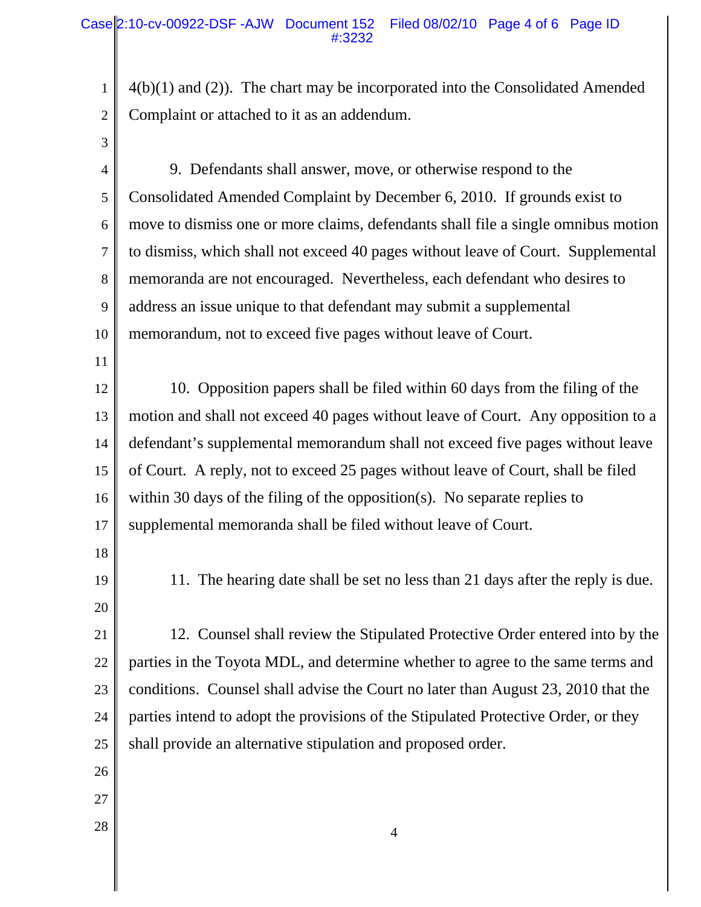4(b)(1) and (2)). The chart may be incorporated into the Consolidated Amended Complaint or attached to it as an addendum.

9. Defendants shall answer, move, or otherwise respond to the Consolidated Amended Complaint by December 6, 2010. If grounds exist to move to dismiss one or more claims, defendants shall file a single omnibus motion to dismiss, which shall not exceed 40 pages without leave of Court. Supplemental memoranda are not encouraged. Nevertheless, each defendant who desires to address an issue unique to that defendant may submit a supplemental memorandum, not to exceed five pages without leave of Court.

10. Opposition papers shall be filed within 60 days from the filing of the motion and shall not exceed 40 pages without leave of Court. Any opposition to a defendant's supplemental memorandum shall not exceed five pages without leave of Court. A reply, not to exceed 25 pages without leave of Court, shall be filed within 30 days of the filing of the opposition(s). No separate replies to supplemental memoranda shall be filed without leave of Court.

11. The hearing date shall be set no less than 21 days after the reply is due.

12. Counsel shall review the Stipulated Protective Order entered into by the parties in the Toyota MDL, and determine whether to agree to the same terms and conditions. Counsel shall advise the Court no later than August 23, 2010 that the parties intend to adopt the provisions of the Stipulated Protective Order, or they shall provide an alternative stipulation and proposed order.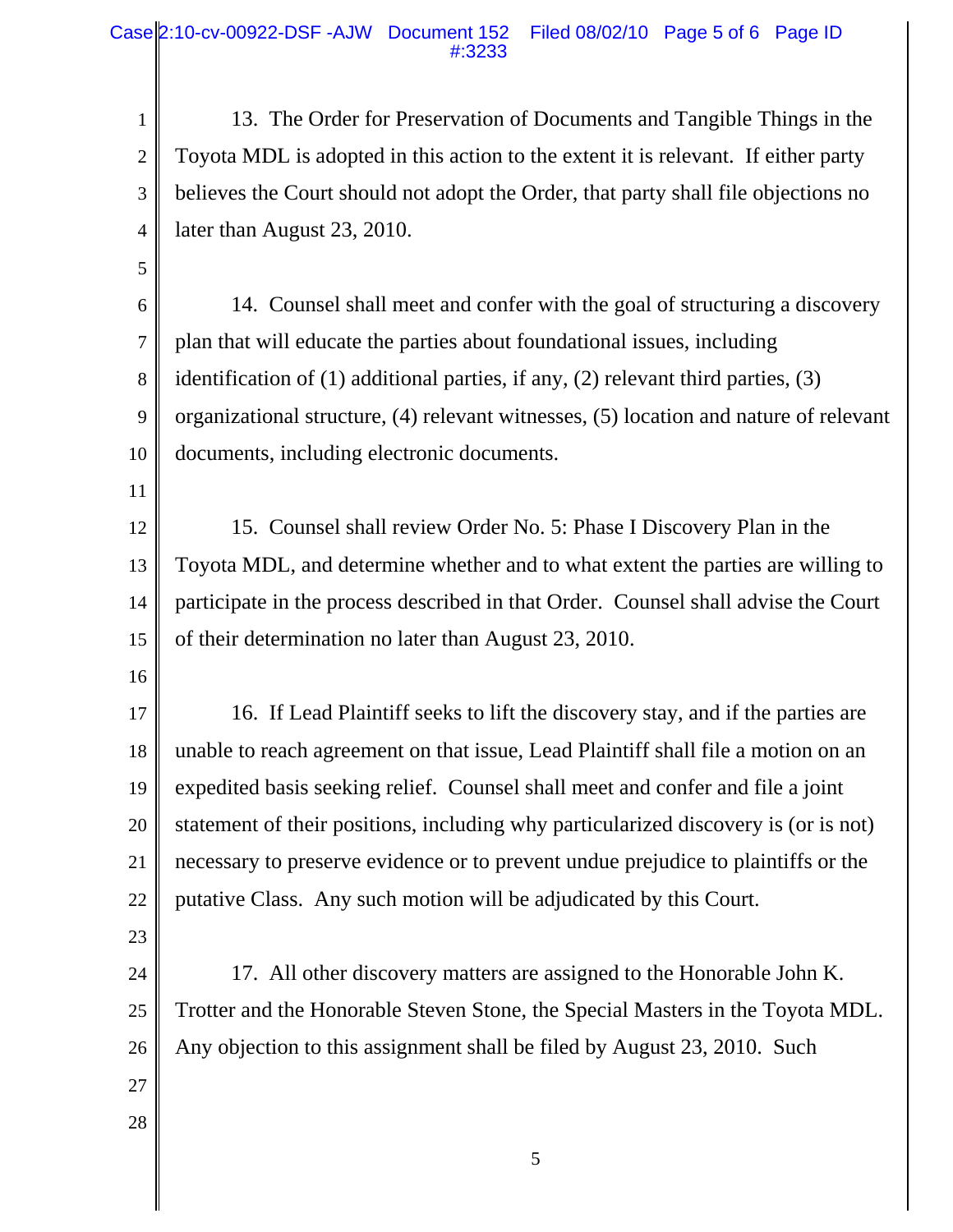13. The Order for Preservation of Documents and Tangible Things in the Toyota MDL is adopted in this action to the extent it is relevant. If either party believes the Court should not adopt the Order, that party shall file objections no later than August 23, 2010.

14. Counsel shall meet and confer with the goal of structuring a discovery plan that will educate the parties about foundational issues, including identification of (1) additional parties, if any, (2) relevant third parties, (3) organizational structure, (4) relevant witnesses, (5) location and nature of relevant documents, including electronic documents.

15. Counsel shall review Order No. 5: Phase I Discovery Plan in the Toyota MDL, and determine whether and to what extent the parties are willing to participate in the process described in that Order. Counsel shall advise the Court of their determination no later than August 23, 2010.

16. If Lead Plaintiff seeks to lift the discovery stay, and if the parties are unable to reach agreement on that issue, Lead Plaintiff shall file a motion on an expedited basis seeking relief. Counsel shall meet and confer and file a joint statement of their positions, including why particularized discovery is (or is not) necessary to preserve evidence or to prevent undue prejudice to plaintiffs or the putative Class. Any such motion will be adjudicated by this Court.

17. All other discovery matters are assigned to the Honorable John K. Trotter and the Honorable Steven Stone, the Special Masters in the Toyota MDL. Any objection to this assignment shall be filed by August 23, 2010. Such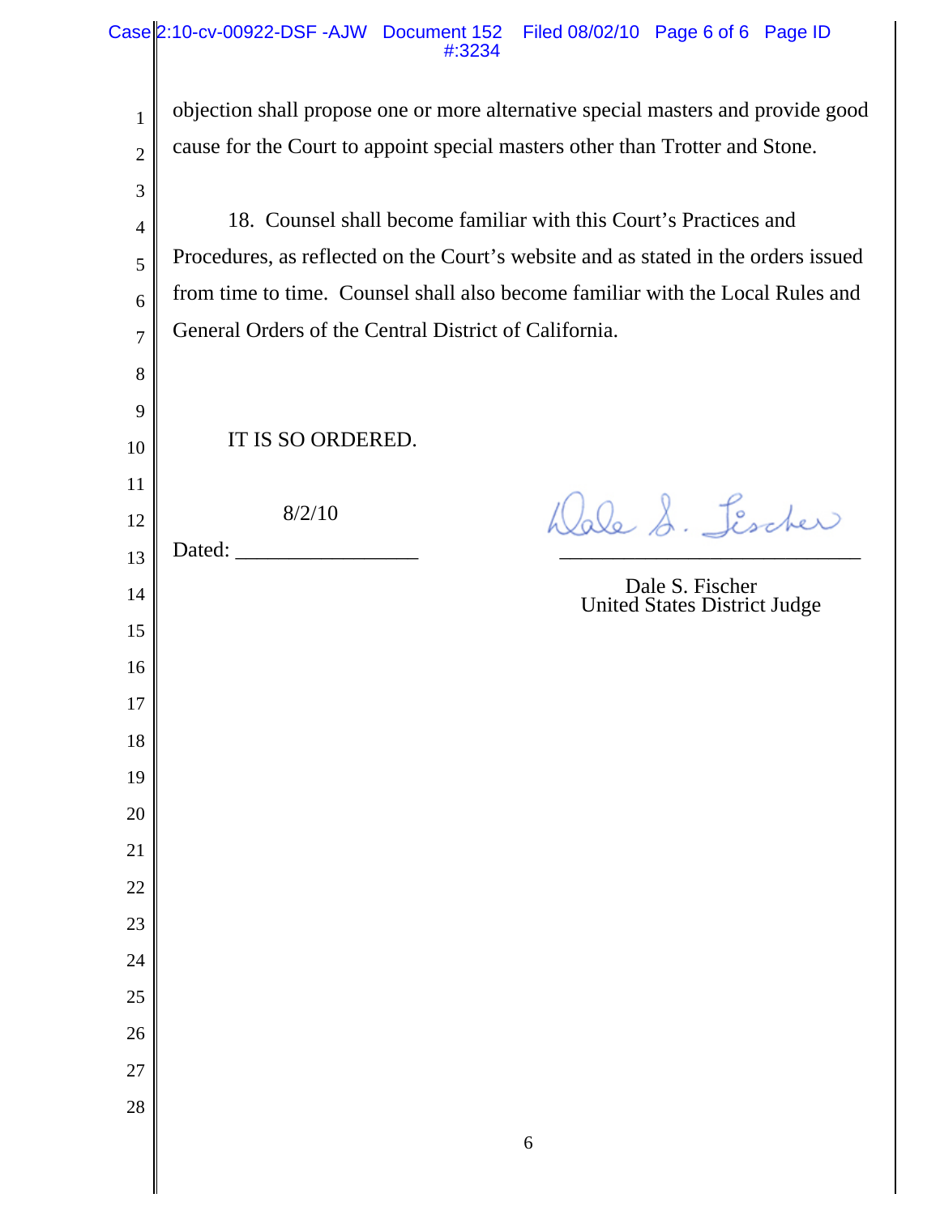objection shall propose one or more alternative special masters and provide good cause for the Court to appoint special masters other than Trotter and Stone.

18. Counsel shall become familiar with this Court's Practices and Procedures, as reflected on the Court's website and as stated in the orders issued from time to time. Counsel shall also become familiar with the Local Rules and General Orders of the Central District of California.

IT IS SO ORDERED.

Dated: 8/2/10

Dale S. Fischer
United States District Judge